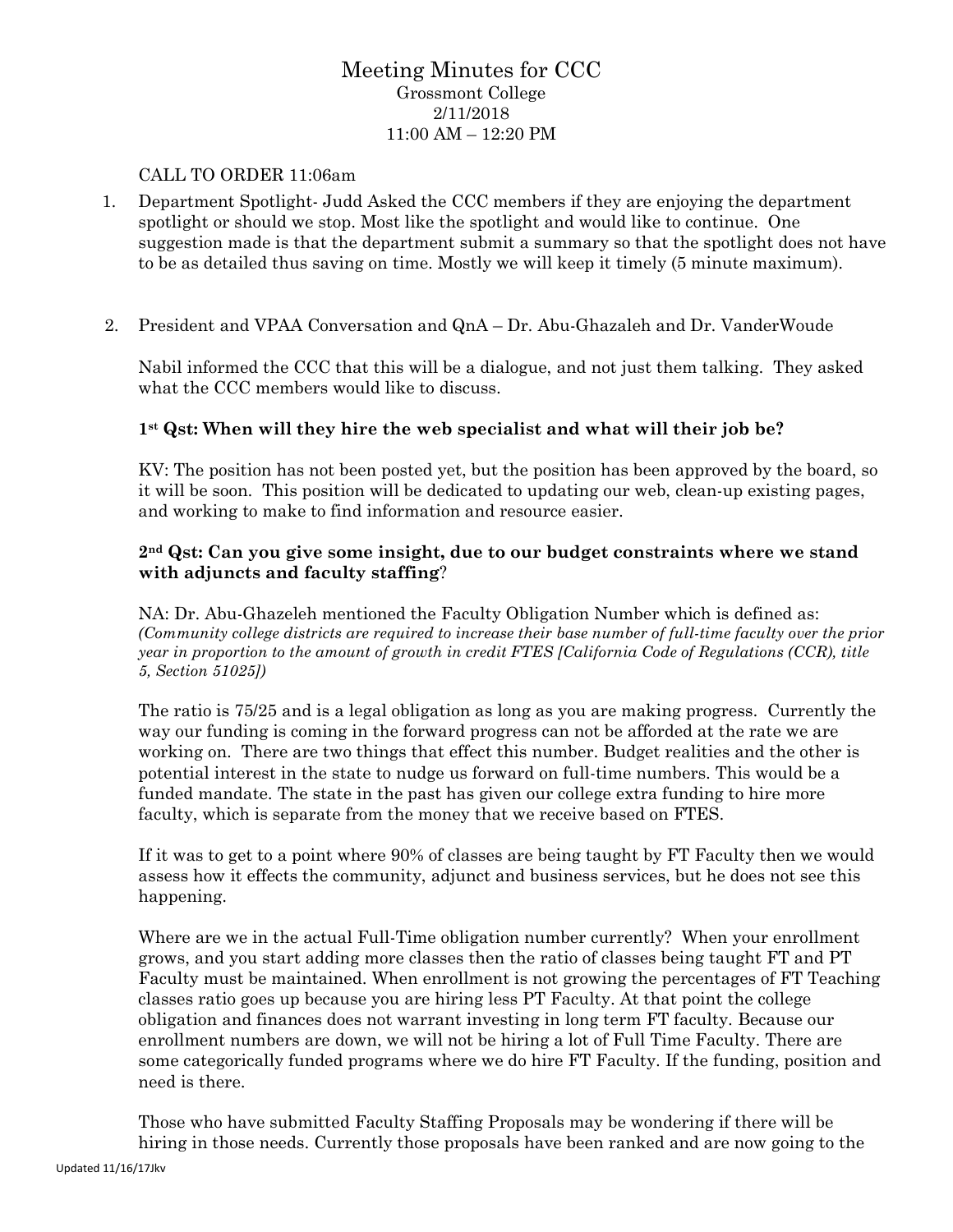# Meeting Minutes for CCC

Grossmont College
2/11/2018
11:00 AM – 12:20 PM

CALL TO ORDER 11:06am

1. Department Spotlight- Judd Asked the CCC members if they are enjoying the department spotlight or should we stop. Most like the spotlight and would like to continue. One suggestion made is that the department submit a summary so that the spotlight does not have to be as detailed thus saving on time. Mostly we will keep it timely (5 minute maximum).

2. President and VPAA Conversation and QnA – Dr. Abu-Ghazaleh and Dr. VanderWoude

Nabil informed the CCC that this will be a dialogue, and not just them talking. They asked what the CCC members would like to discuss.

**1st Qst: When will they hire the web specialist and what will their job be?**

KV: The position has not been posted yet, but the position has been approved by the board, so it will be soon. This position will be dedicated to updating our web, clean-up existing pages, and working to make to find information and resource easier.

**2nd Qst: Can you give some insight, due to our budget constraints where we stand with adjuncts and faculty staffing**?

NA: Dr. Abu-Ghazeleh mentioned the Faculty Obligation Number which is defined as: *(Community college districts are required to increase their base number of full-time faculty over the prior year in proportion to the amount of growth in credit FTES [California Code of Regulations (CCR), title 5, Section 51025])*

The ratio is 75/25 and is a legal obligation as long as you are making progress. Currently the way our funding is coming in the forward progress can not be afforded at the rate we are working on. There are two things that effect this number. Budget realities and the other is potential interest in the state to nudge us forward on full-time numbers. This would be a funded mandate. The state in the past has given our college extra funding to hire more faculty, which is separate from the money that we receive based on FTES.

If it was to get to a point where 90% of classes are being taught by FT Faculty then we would assess how it effects the community, adjunct and business services, but he does not see this happening.

Where are we in the actual Full-Time obligation number currently? When your enrollment grows, and you start adding more classes then the ratio of classes being taught FT and PT Faculty must be maintained. When enrollment is not growing the percentages of FT Teaching classes ratio goes up because you are hiring less PT Faculty. At that point the college obligation and finances does not warrant investing in long term FT faculty. Because our enrollment numbers are down, we will not be hiring a lot of Full Time Faculty. There are some categorically funded programs where we do hire FT Faculty. If the funding, position and need is there.

Those who have submitted Faculty Staffing Proposals may be wondering if there will be hiring in those needs. Currently those proposals have been ranked and are now going to the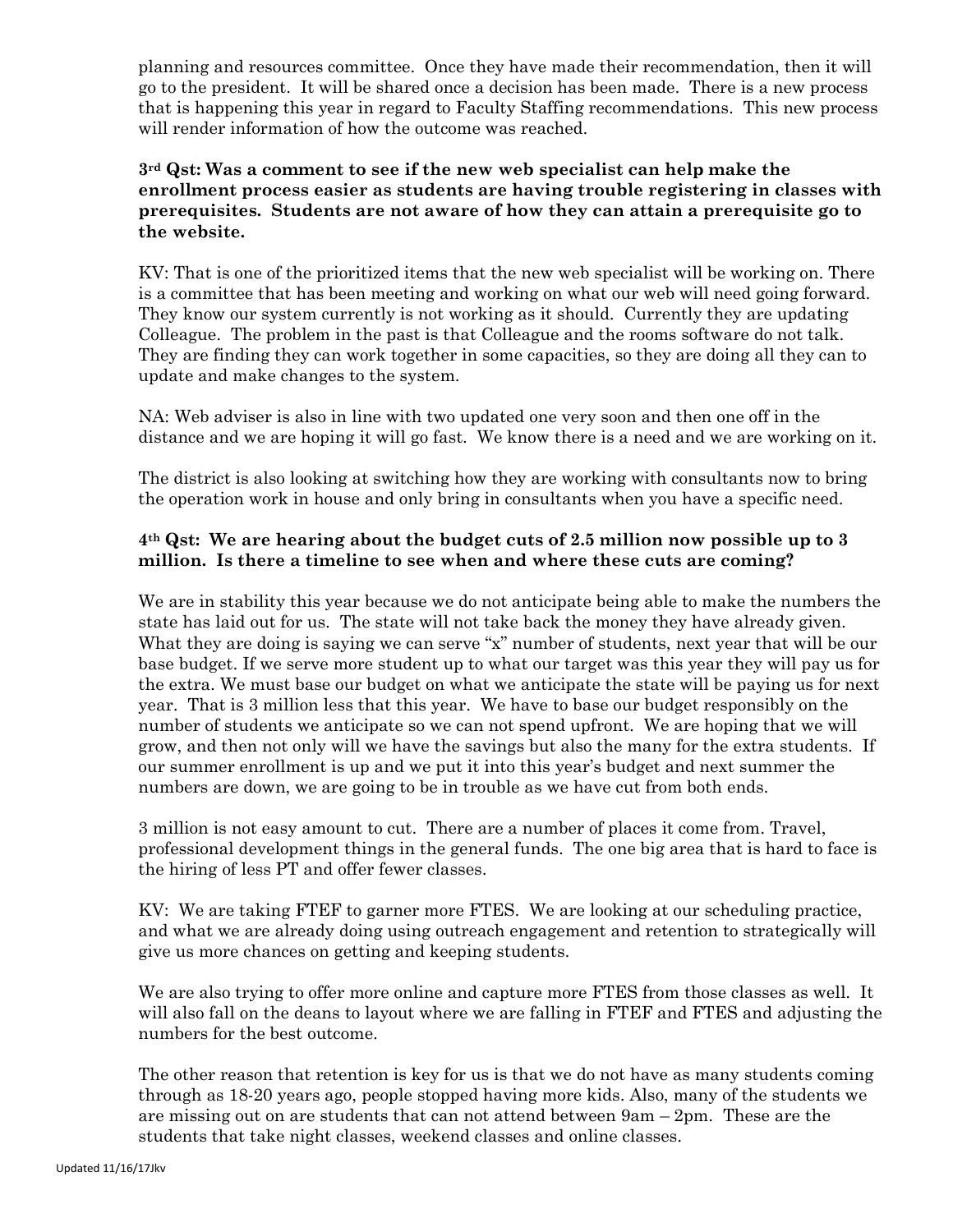planning and resources committee. Once they have made their recommendation, then it will go to the president. It will be shared once a decision has been made. There is a new process that is happening this year in regard to Faculty Staffing recommendations. This new process will render information of how the outcome was reached.

**3rd Qst: Was a comment to see if the new web specialist can help make the enrollment process easier as students are having trouble registering in classes with prerequisites. Students are not aware of how they can attain a prerequisite go to the website.**

KV: That is one of the prioritized items that the new web specialist will be working on. There is a committee that has been meeting and working on what our web will need going forward. They know our system currently is not working as it should. Currently they are updating Colleague. The problem in the past is that Colleague and the rooms software do not talk. They are finding they can work together in some capacities, so they are doing all they can to update and make changes to the system.

NA: Web adviser is also in line with two updated one very soon and then one off in the distance and we are hoping it will go fast. We know there is a need and we are working on it.

The district is also looking at switching how they are working with consultants now to bring the operation work in house and only bring in consultants when you have a specific need.

**4th Qst: We are hearing about the budget cuts of 2.5 million now possible up to 3 million. Is there a timeline to see when and where these cuts are coming?**

We are in stability this year because we do not anticipate being able to make the numbers the state has laid out for us. The state will not take back the money they have already given. What they are doing is saying we can serve "x" number of students, next year that will be our base budget. If we serve more student up to what our target was this year they will pay us for the extra. We must base our budget on what we anticipate the state will be paying us for next year. That is 3 million less that this year. We have to base our budget responsibly on the number of students we anticipate so we can not spend upfront. We are hoping that we will grow, and then not only will we have the savings but also the many for the extra students. If our summer enrollment is up and we put it into this year's budget and next summer the numbers are down, we are going to be in trouble as we have cut from both ends.

3 million is not easy amount to cut. There are a number of places it come from. Travel, professional development things in the general funds. The one big area that is hard to face is the hiring of less PT and offer fewer classes.

KV: We are taking FTEF to garner more FTES. We are looking at our scheduling practice, and what we are already doing using outreach engagement and retention to strategically will give us more chances on getting and keeping students.

We are also trying to offer more online and capture more FTES from those classes as well. It will also fall on the deans to layout where we are falling in FTEF and FTES and adjusting the numbers for the best outcome.

The other reason that retention is key for us is that we do not have as many students coming through as 18-20 years ago, people stopped having more kids. Also, many of the students we are missing out on are students that can not attend between 9am – 2pm. These are the students that take night classes, weekend classes and online classes.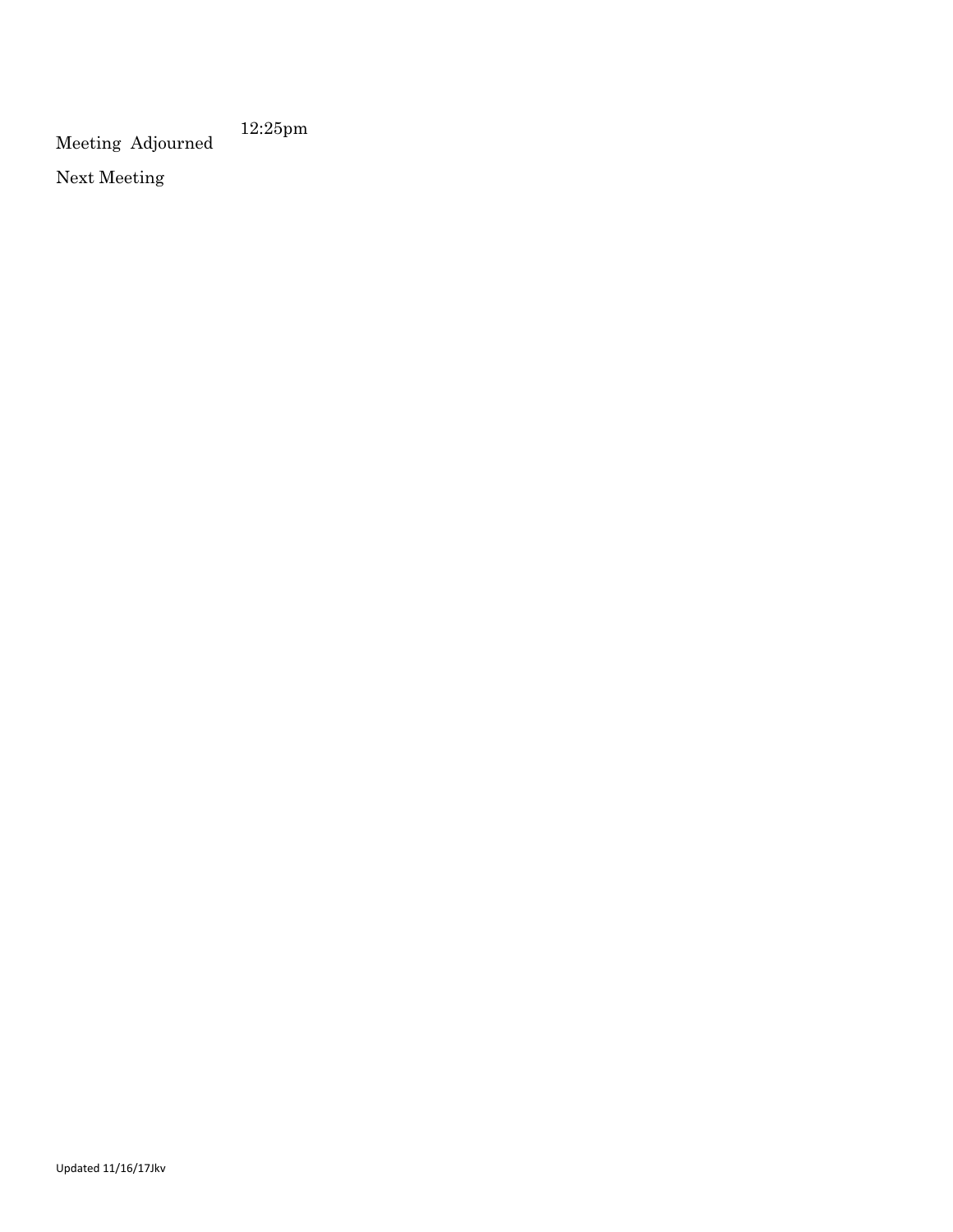Meeting Adjourned 12:25pm

Next Meeting

Updated 11/16/17Jkv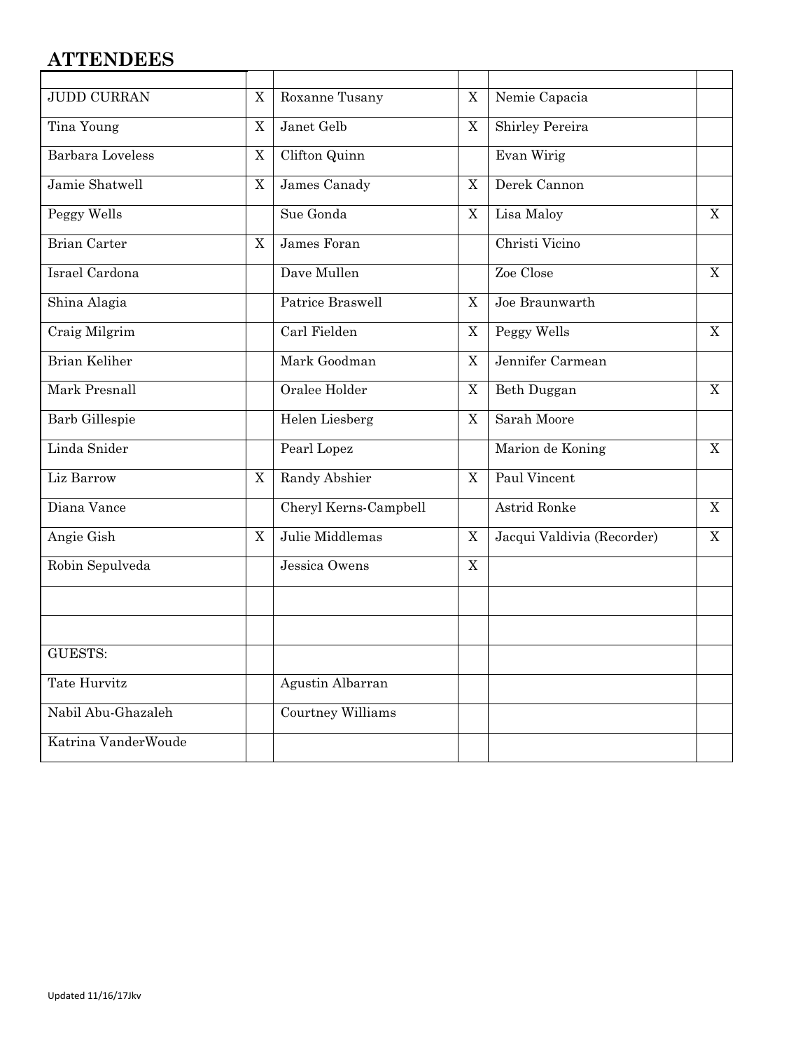## ATTENDEES

| | | | | | |
|---|---|---|---|---|---|
| JUDD CURRAN | X | Roxanne Tusany | X | Nemie Capacia | |
| Tina Young | X | Janet Gelb | X | Shirley Pereira | |
| Barbara Loveless | X | Clifton Quinn | | Evan Wirig | |
| Jamie Shatwell | X | James Canady | X | Derek Cannon | |
| Peggy Wells | | Sue Gonda | X | Lisa Maloy | X |
| Brian Carter | X | James Foran | | Christi Vicino | |
| Israel Cardona | | Dave Mullen | | Zoe Close | X |
| Shina Alagia | | Patrice Braswell | X | Joe Braunwarth | |
| Craig Milgrim | | Carl Fielden | X | Peggy Wells | X |
| Brian Keliher | | Mark Goodman | X | Jennifer Carmean | |
| Mark Presnall | | Oralee Holder | X | Beth Duggan | X |
| Barb Gillespie | | Helen Liesberg | X | Sarah Moore | |
| Linda Snider | | Pearl Lopez | | Marion de Koning | X |
| Liz Barrow | X | Randy Abshier | X | Paul Vincent | |
| Diana Vance | | Cheryl Kerns-Campbell | | Astrid Ronke | X |
| Angie Gish | X | Julie Middlemas | X | Jacqui Valdivia (Recorder) | X |
| Robin Sepulveda | | Jessica Owens | X | | |
| | | | | | |
| | | | | | |
| GUESTS: | | | | | |
| Tate Hurvitz | | Agustin Albarran | | | |
| Nabil Abu-Ghazaleh | | Courtney Williams | | | |
| Katrina VanderWoude | | | | | |

Updated 11/16/17Jkv